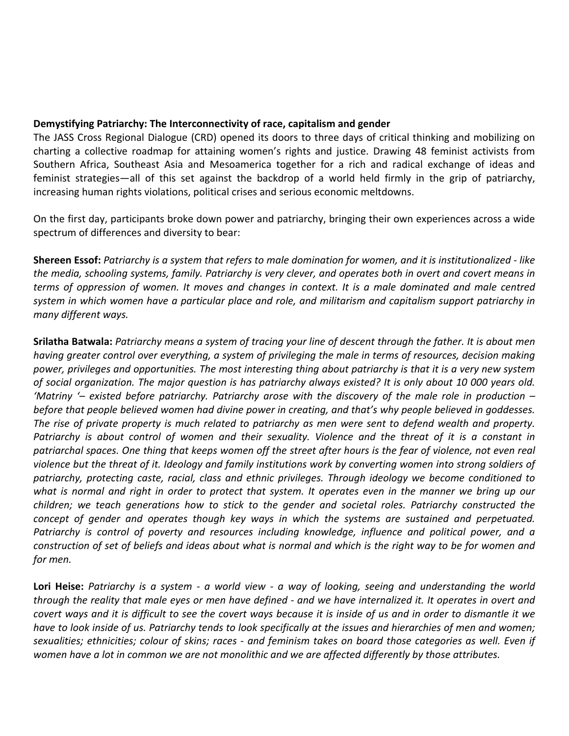**Demystifying Patriarchy: The Interconnectivity of race, capitalism and gender**

The JASS Cross Regional Dialogue (CRD) opened its doors to three days of critical thinking and mobilizing on charting a collective roadmap for attaining women's rights and justice. Drawing 48 feminist activists from Southern Africa, Southeast Asia and Mesoamerica together for a rich and radical exchange of ideas and feminist strategies—all of this set against the backdrop of a world held firmly in the grip of patriarchy, increasing human rights violations, political crises and serious economic meltdowns.

On the first day, participants broke down power and patriarchy, bringing their own experiences across a wide spectrum of differences and diversity to bear:

**Shereen Essof:** *Patriarchy is a system that refers to male domination for women, and it is institutionalized - like the media, schooling systems, family. Patriarchy is very clever, and operates both in overt and covert means in terms of oppression of women. It moves and changes in context. It is a male dominated and male centred system in which women have a particular place and role, and militarism and capitalism support patriarchy in many different ways.*

**Srilatha Batwala:** *Patriarchy means a system of tracing your line of descent through the father. It is about men having greater control over everything, a system of privileging the male in terms of resources, decision making power, privileges and opportunities. The most interesting thing about patriarchy is that it is a very new system of social organization. The major question is has patriarchy always existed? It is only about 10 000 years old. 'Matriny '– existed before patriarchy. Patriarchy arose with the discovery of the male role in production – before that people believed women had divine power in creating, and that's why people believed in goddesses. The rise of private property is much related to patriarchy as men were sent to defend wealth and property. Patriarchy is about control of women and their sexuality. Violence and the threat of it is a constant in patriarchal spaces. One thing that keeps women off the street after hours is the fear of violence, not even real violence but the threat of it. Ideology and family institutions work by converting women into strong soldiers of patriarchy, protecting caste, racial, class and ethnic privileges. Through ideology we become conditioned to what is normal and right in order to protect that system. It operates even in the manner we bring up our children; we teach generations how to stick to the gender and societal roles. Patriarchy constructed the concept of gender and operates though key ways in which the systems are sustained and perpetuated. Patriarchy is control of poverty and resources including knowledge, influence and political power, and a construction of set of beliefs and ideas about what is normal and which is the right way to be for women and for men.*

**Lori Heise:** *Patriarchy is a system - a world view - a way of looking, seeing and understanding the world through the reality that male eyes or men have defined - and we have internalized it. It operates in overt and covert ways and it is difficult to see the covert ways because it is inside of us and in order to dismantle it we have to look inside of us. Patriarchy tends to look specifically at the issues and hierarchies of men and women; sexualities; ethnicities; colour of skins; races - and feminism takes on board those categories as well. Even if women have a lot in common we are not monolithic and we are affected differently by those attributes.*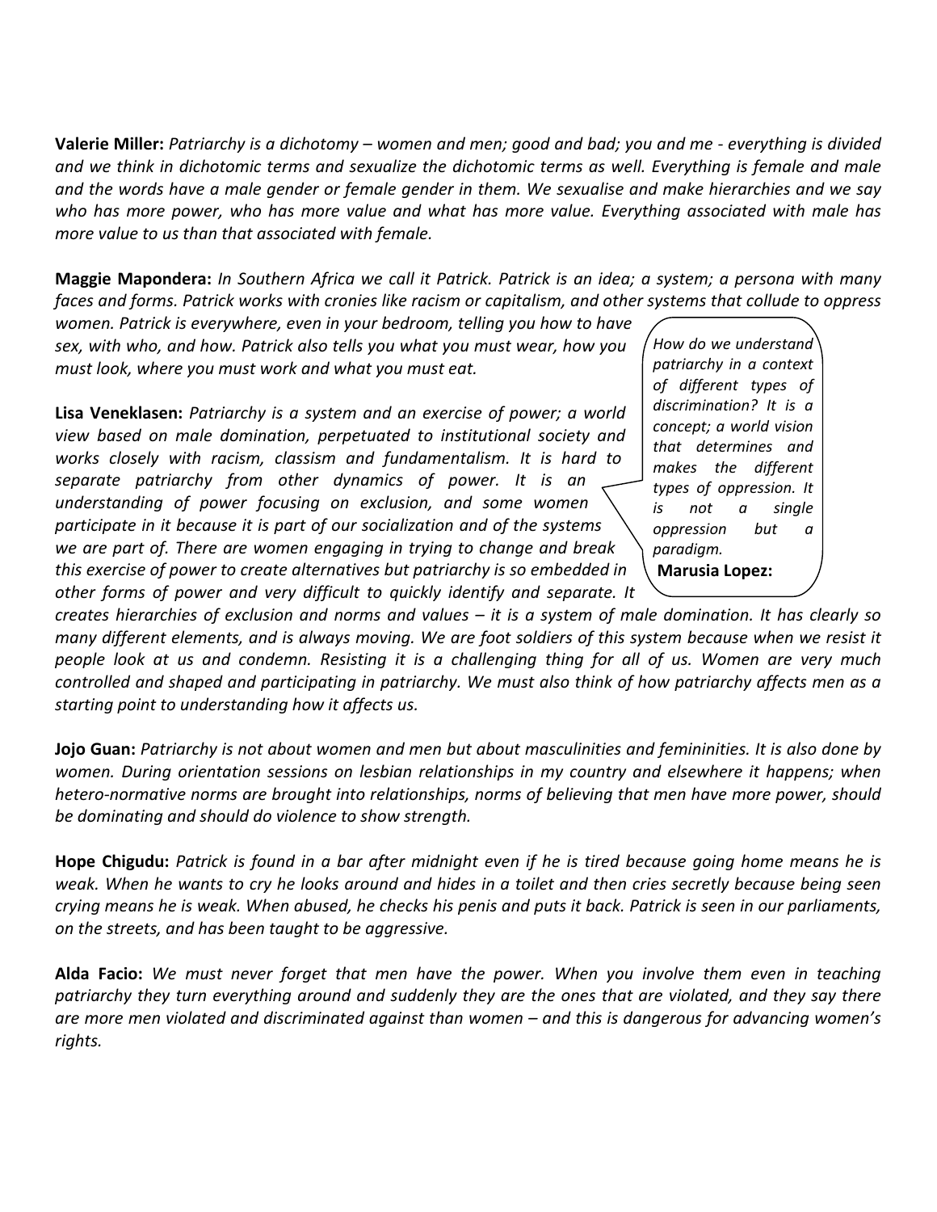**Valerie Miller:** *Patriarchy is a dichotomy – women and men; good and bad; you and me - everything is divided and we think in dichotomic terms and sexualize the dichotomic terms as well. Everything is female and male and the words have a male gender or female gender in them. We sexualise and make hierarchies and we say who has more power, who has more value and what has more value. Everything associated with male has more value to us than that associated with female.*

**Maggie Mapondera:** *In Southern Africa we call it Patrick. Patrick is an idea; a system; a persona with many faces and forms. Patrick works with cronies like racism or capitalism, and other systems that collude to oppress women. Patrick is everywhere, even in your bedroom, telling you how to have sex, with who, and how. Patrick also tells you what you must wear, how you must look, where you must work and what you must eat.*

**Lisa Veneklasen:** *Patriarchy is a system and an exercise of power; a world view based on male domination, perpetuated to institutional society and works closely with racism, classism and fundamentalism. It is hard to separate patriarchy from other dynamics of power. It is an understanding of power focusing on exclusion, and some women participate in it because it is part of our socialization and of the systems we are part of. There are women engaging in trying to change and break this exercise of power to create alternatives but patriarchy is so embedded in other forms of power and very difficult to quickly identify and separate. It creates hierarchies of exclusion and norms and values – it is a system of male domination. It has clearly so many different elements, and is always moving. We are foot soldiers of this system because when we resist it people look at us and condemn. Resisting it is a challenging thing for all of us. Women are very much controlled and shaped and participating in patriarchy. We must also think of how patriarchy affects men as a starting point to understanding how it affects us.*

> *How do we understand patriarchy in a context of different types of discrimination? It is a concept; a world vision that determines and makes the different types of oppression. It is not a single oppression but a paradigm.*
> **Marusia Lopez:**

**Jojo Guan:** *Patriarchy is not about women and men but about masculinities and femininities. It is also done by women. During orientation sessions on lesbian relationships in my country and elsewhere it happens; when hetero-normative norms are brought into relationships, norms of believing that men have more power, should be dominating and should do violence to show strength.*

**Hope Chigudu:** *Patrick is found in a bar after midnight even if he is tired because going home means he is weak. When he wants to cry he looks around and hides in a toilet and then cries secretly because being seen crying means he is weak. When abused, he checks his penis and puts it back. Patrick is seen in our parliaments, on the streets, and has been taught to be aggressive.*

**Alda Facio:** *We must never forget that men have the power. When you involve them even in teaching patriarchy they turn everything around and suddenly they are the ones that are violated, and they say there are more men violated and discriminated against than women – and this is dangerous for advancing women's rights.*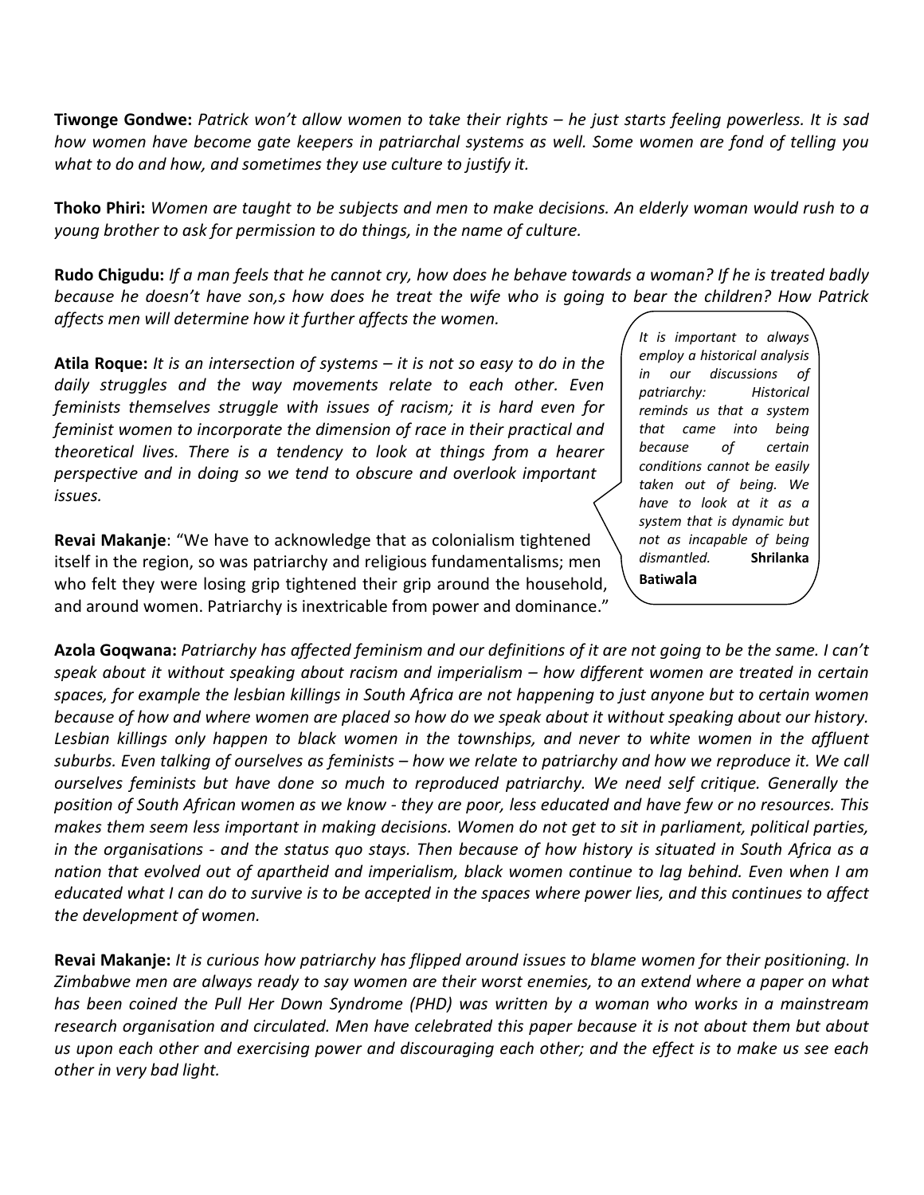**Tiwonge Gondwe:** *Patrick won't allow women to take their rights – he just starts feeling powerless. It is sad how women have become gate keepers in patriarchal systems as well. Some women are fond of telling you what to do and how, and sometimes they use culture to justify it.*

**Thoko Phiri:** *Women are taught to be subjects and men to make decisions. An elderly woman would rush to a young brother to ask for permission to do things, in the name of culture.*

**Rudo Chigudu:** *If a man feels that he cannot cry, how does he behave towards a woman? If he is treated badly because he doesn't have son,s how does he treat the wife who is going to bear the children? How Patrick affects men will determine how it further affects the women.*

**Atila Roque:** *It is an intersection of systems – it is not so easy to do in the daily struggles and the way movements relate to each other. Even feminists themselves struggle with issues of racism; it is hard even for feminist women to incorporate the dimension of race in their practical and theoretical lives. There is a tendency to look at things from a hearer perspective and in doing so we tend to obscure and overlook important issues.*

**Revai Makanje**: "We have to acknowledge that as colonialism tightened itself in the region, so was patriarchy and religious fundamentalisms; men who felt they were losing grip tightened their grip around the household, and around women. Patriarchy is inextricable from power and dominance."

> *It is important to always employ a historical analysis in our discussions of patriarchy: Historical reminds us that a system that came into being because of certain conditions cannot be easily taken out of being. We have to look at it as a system that is dynamic but not as incapable of being dismantled.* **Shrilanka Batiwala**

**Azola Goqwana:** *Patriarchy has affected feminism and our definitions of it are not going to be the same. I can't speak about it without speaking about racism and imperialism – how different women are treated in certain spaces, for example the lesbian killings in South Africa are not happening to just anyone but to certain women because of how and where women are placed so how do we speak about it without speaking about our history. Lesbian killings only happen to black women in the townships, and never to white women in the affluent suburbs. Even talking of ourselves as feminists – how we relate to patriarchy and how we reproduce it. We call ourselves feminists but have done so much to reproduced patriarchy. We need self critique. Generally the position of South African women as we know - they are poor, less educated and have few or no resources. This makes them seem less important in making decisions. Women do not get to sit in parliament, political parties, in the organisations - and the status quo stays. Then because of how history is situated in South Africa as a nation that evolved out of apartheid and imperialism, black women continue to lag behind. Even when I am educated what I can do to survive is to be accepted in the spaces where power lies, and this continues to affect the development of women.*

**Revai Makanje:** *It is curious how patriarchy has flipped around issues to blame women for their positioning. In Zimbabwe men are always ready to say women are their worst enemies, to an extend where a paper on what has been coined the Pull Her Down Syndrome (PHD) was written by a woman who works in a mainstream research organisation and circulated. Men have celebrated this paper because it is not about them but about us upon each other and exercising power and discouraging each other; and the effect is to make us see each other in very bad light.*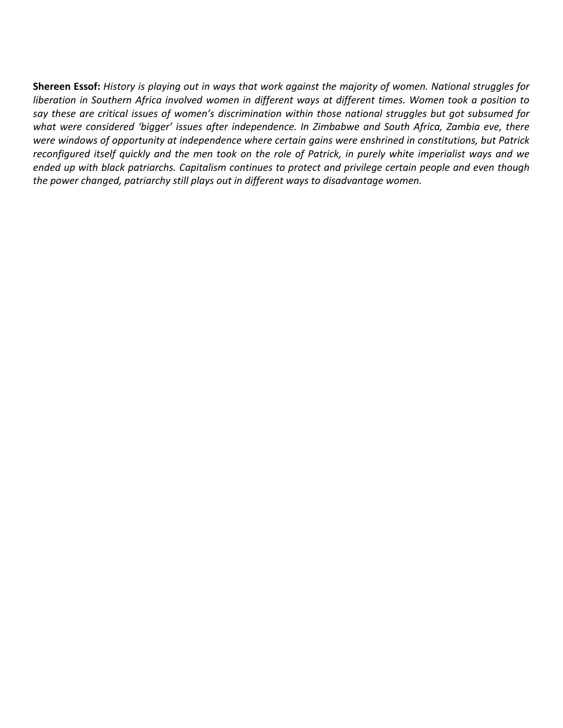**Shereen Essof:** *History is playing out in ways that work against the majority of women. National struggles for liberation in Southern Africa involved women in different ways at different times. Women took a position to say these are critical issues of women's discrimination within those national struggles but got subsumed for what were considered 'bigger' issues after independence. In Zimbabwe and South Africa, Zambia eve, there were windows of opportunity at independence where certain gains were enshrined in constitutions, but Patrick reconfigured itself quickly and the men took on the role of Patrick, in purely white imperialist ways and we ended up with black patriarchs. Capitalism continues to protect and privilege certain people and even though the power changed, patriarchy still plays out in different ways to disadvantage women.*